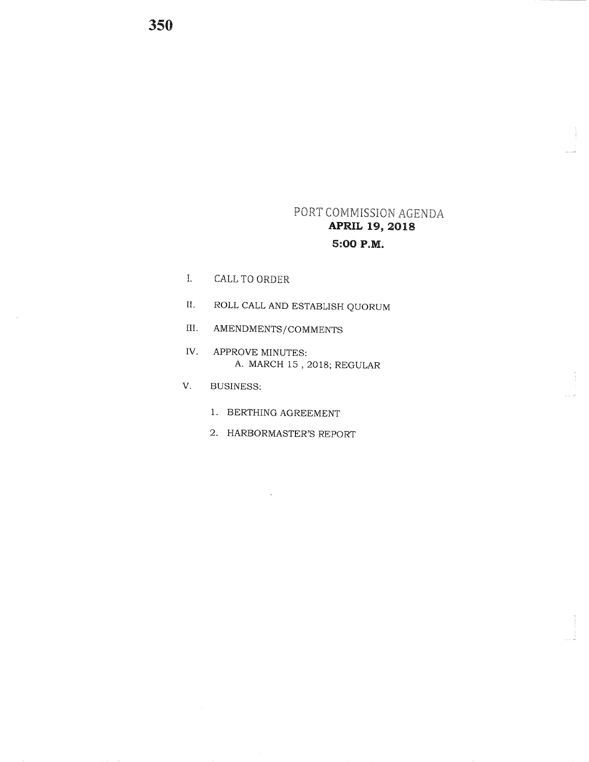# PORT COMMISSION AGENDA

## APRIL 19, 2018

## 5:00 P.M.

I. CALL TO ORDER

II. ROLL CALL AND ESTABLISH QUORUM

III. AMENDMENTS/COMMENTS

IV. APPROVE MINUTES:
   A. MARCH 15 , 2018; REGULAR

V. BUSINESS:

   1. BERTHING AGREEMENT
   2. HARBORMASTER'S REPORT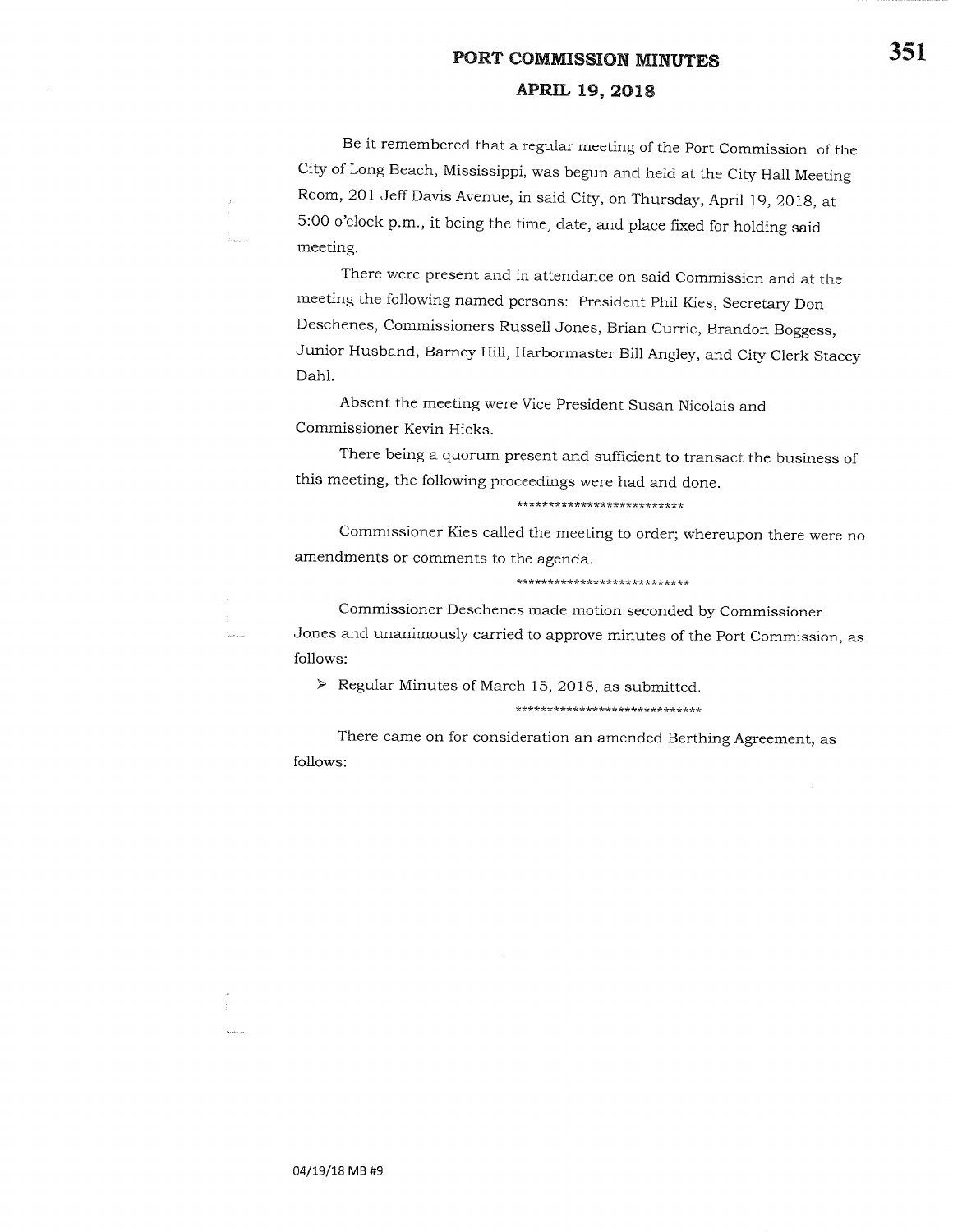# PORT COMMISSION MINUTES

## APRIL 19, 2018

Be it remembered that a regular meeting of the Port Commission of the City of Long Beach, Mississippi, was begun and held at the City Hall Meeting Room, 201 Jeff Davis Avenue, in said City, on Thursday, April 19, 2018, at 5:00 o'clock p.m., it being the time, date, and place fixed for holding said meeting.

There were present and in attendance on said Commission and at the meeting the following named persons: President Phil Kies, Secretary Don Deschenes, Commissioners Russell Jones, Brian Currie, Brandon Boggess, Junior Husband, Barney Hill, Harbormaster Bill Angley, and City Clerk Stacey Dahl.

Absent the meeting were Vice President Susan Nicolais and Commissioner Kevin Hicks.

There being a quorum present and sufficient to transact the business of this meeting, the following proceedings were had and done.

**************************

Commissioner Kies called the meeting to order; whereupon there were no amendments or comments to the agenda.

***************************

Commissioner Deschenes made motion seconded by Commissioner Jones and unanimously carried to approve minutes of the Port Commission, as follows:

- Regular Minutes of March 15, 2018, as submitted.

*****************************

There came on for consideration an amended Berthing Agreement, as follows:

04/19/18 MB #9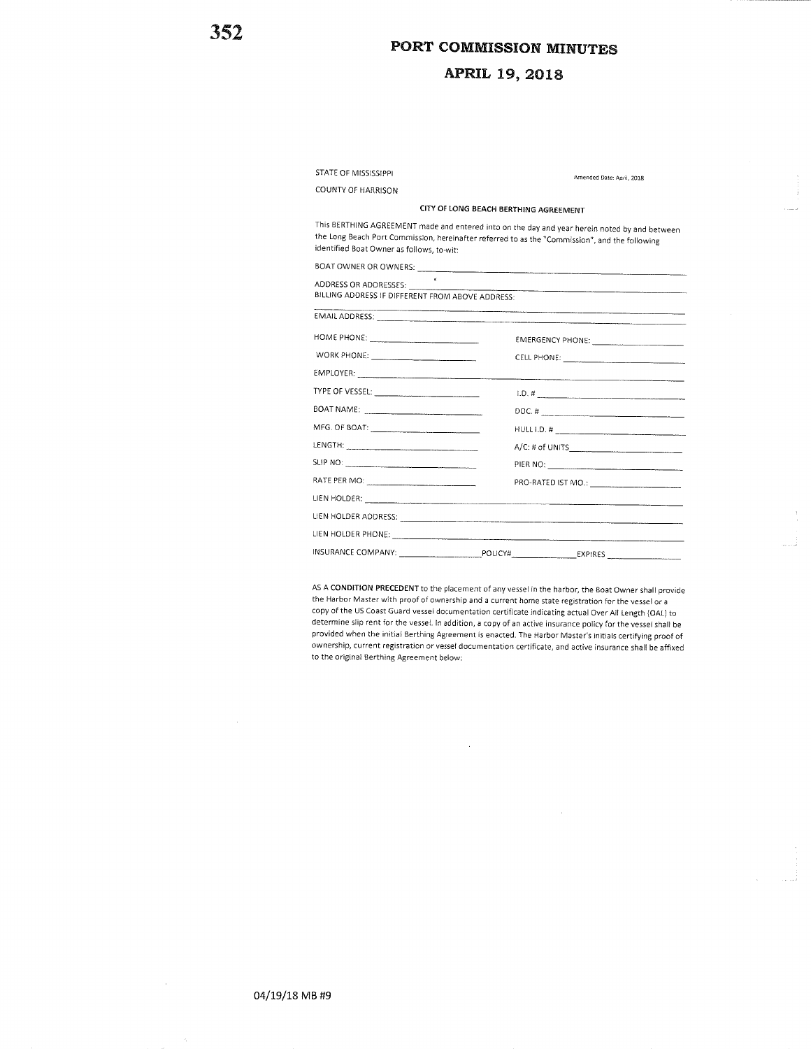# PORT COMMISSION MINUTES

## APRIL 19, 2018

STATE OF MISSISSIPPI

Amended Date: April, 2018

COUNTY OF HARRISON

### CITY OF LONG BEACH BERTHING AGREEMENT

This BERTHING AGREEMENT made and entered into on the day and year herein noted by and between the Long Beach Port Commission, hereinafter referred to as the "Commission", and the following identified Boat Owner as follows, to-wit:

BOAT OWNER OR OWNERS: ______________________________

ADDRESS OR ADDRESSES: ______________________________

BILLING ADDRESS IF DIFFERENT FROM ABOVE ADDRESS: ______________________________

EMAIL ADDRESS: ______________________________

HOME PHONE: ____________________ EMERGENCY PHONE: ____________________

WORK PHONE: ____________________ CELL PHONE: ____________________

EMPLOYER: ______________________________

TYPE OF VESSEL: ____________________ I.D. # ____________________

BOAT NAME: ____________________ DOC. # ____________________

MFG. OF BOAT: ____________________ HULL I.D. # ____________________

LENGTH: ____________________ A/C: # of UNITS ____________________

SLIP NO: ____________________ PIER NO: ____________________

RATE PER MO: ____________________ PRO-RATED IST MO.: ____________________

LIEN HOLDER: ______________________________

LIEN HOLDER ADDRESS: ______________________________

LIEN HOLDER PHONE: ______________________________

INSURANCE COMPANY: ____________ POLICY# ____________ EXPIRES ____________

AS A **CONDITION PRECEDENT** to the placement of any vessel in the harbor, the Boat Owner shall provide the Harbor Master with proof of ownership and a current home state registration for the vessel or a copy of the US Coast Guard vessel documentation certificate indicating actual Over All Length (OAL) to determine slip rent for the vessel. In addition, a copy of an active insurance policy for the vessel shall be provided when the initial Berthing Agreement is enacted. The Harbor Master's initials certifying proof of ownership, current registration or vessel documentation certificate, and active insurance shall be affixed to the original Berthing Agreement below:

04/19/18 MB #9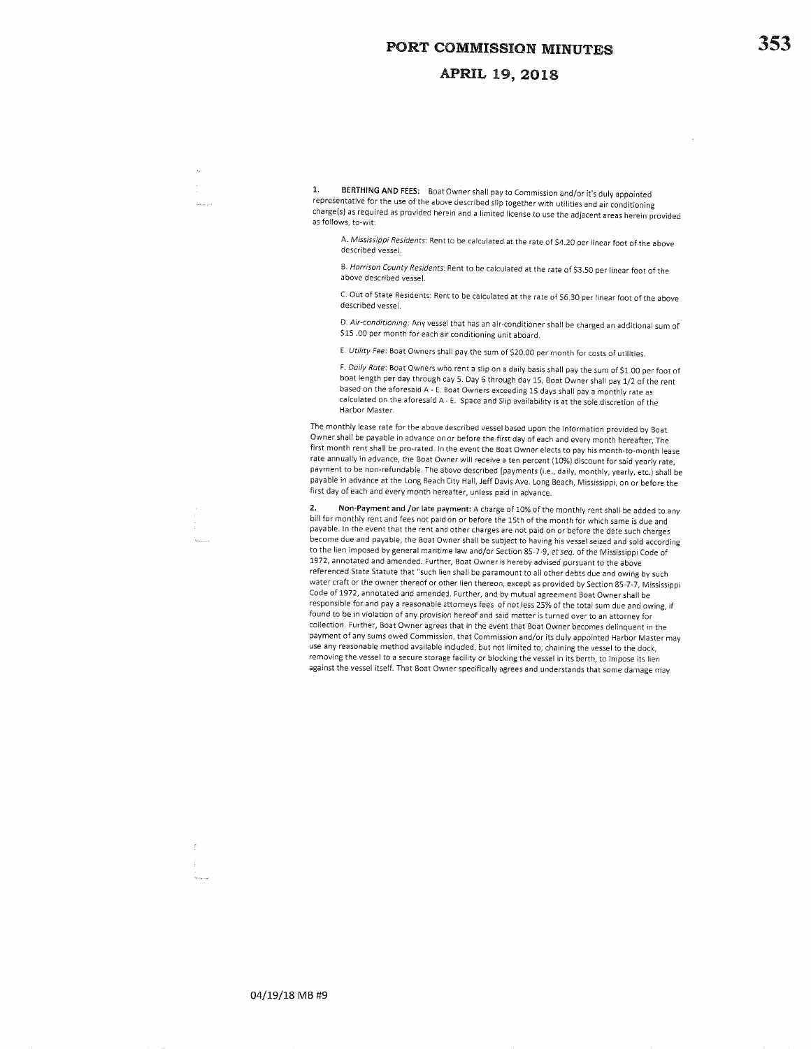**1. BERTHING AND FEES:** Boat Owner shall pay to Commission and/or it's duly appointed representative for the use of the above described slip together with utilities and air conditioning charge(s) as required as provided herein and a limited license to use the adjacent areas herein provided as follows, to-wit:

A. *Mississippi Residents*: Rent to be calculated at the rate of $4.20 per linear foot of the above described vessel.

B. *Harrison County Residents*: Rent to be calculated at the rate of $3.50 per linear foot of the above described vessel.

C. Out of State Residents: Rent to be calculated at the rate of $6.30 per linear foot of the above described vessel.

D. *Air-conditioning*: Any vessel that has an air-conditioner shall be charged an additional sum of $15 .00 per month for each air conditioning unit aboard.

E. *Utility Fee*: Boat Owners shall pay the sum of $20.00 per month for costs of utilities.

F. *Daily Rate*: Boat Owners who rent a slip on a daily basis shall pay the sum of $1.00 per foot of boat length per day through day 5. Day 6 through day 15, Boat Owner shall pay 1/2 of the rent based on the aforesaid A - E. Boat Owners exceeding 15 days shall pay a monthly rate as calculated on the aforesaid A - E. Space and Slip availability is at the sole discretion of the Harbor Master.

The monthly lease rate for the above described vessel based upon the information provided by Boat Owner shall be payable in advance on or before the first day of each and every month hereafter, The first month rent shall be pro-rated. In the event the Boat Owner elects to pay his month-to-month lease rate annually in advance, the Boat Owner will receive a ten percent (10%) discount for said yearly rate, payment to be non-refundable. The above described (payments (i.e., daily, monthly, yearly, etc.) shall be payable in advance at the Long Beach City Hall, Jeff Davis Ave. Long Beach, Mississippi, on or before the first day of each and every month hereafter, unless paid in advance.

**2. Non-Payment and /or late payment:** A charge of 10% of the monthly rent shall be added to any bill for monthly rent and fees not paid on or before the 15th of the month for which same is due and payable. In the event that the rent and other charges are not paid on or before the date such charges become due and payable, the Boat Owner shall be subject to having his vessel seized and sold according to the lien imposed by general maritime law and/or Section 85-7-9, *et seq.* of the Mississippi Code of 1972, annotated and amended. Further, Boat Owner is hereby advised pursuant to the above referenced State Statute that "such lien shall be paramount to all other debts due and owing by such water craft or the owner thereof or other lien thereon, except as provided by Section 85-7-7, Mississippi Code of 1972, annotated and amended. Further, and by mutual agreement Boat Owner shall be responsible for and pay a reasonable attorneys fees of not less 25% of the total sum due and owing, if found to be in violation of any provision hereof and said matter is turned over to an attorney for collection. Further, Boat Owner agrees that in the event that Boat Owner becomes delinquent in the payment of any sums owed Commission, that Commission and/or its duly appointed Harbor Master may use any reasonable method available included, but not limited to, chaining the vessel to the dock, removing the vessel to a secure storage facility or blocking the vessel in its berth, to impose its lien against the vessel itself. That Boat Owner specifically agrees and understands that some damage may

04/19/18 MB #9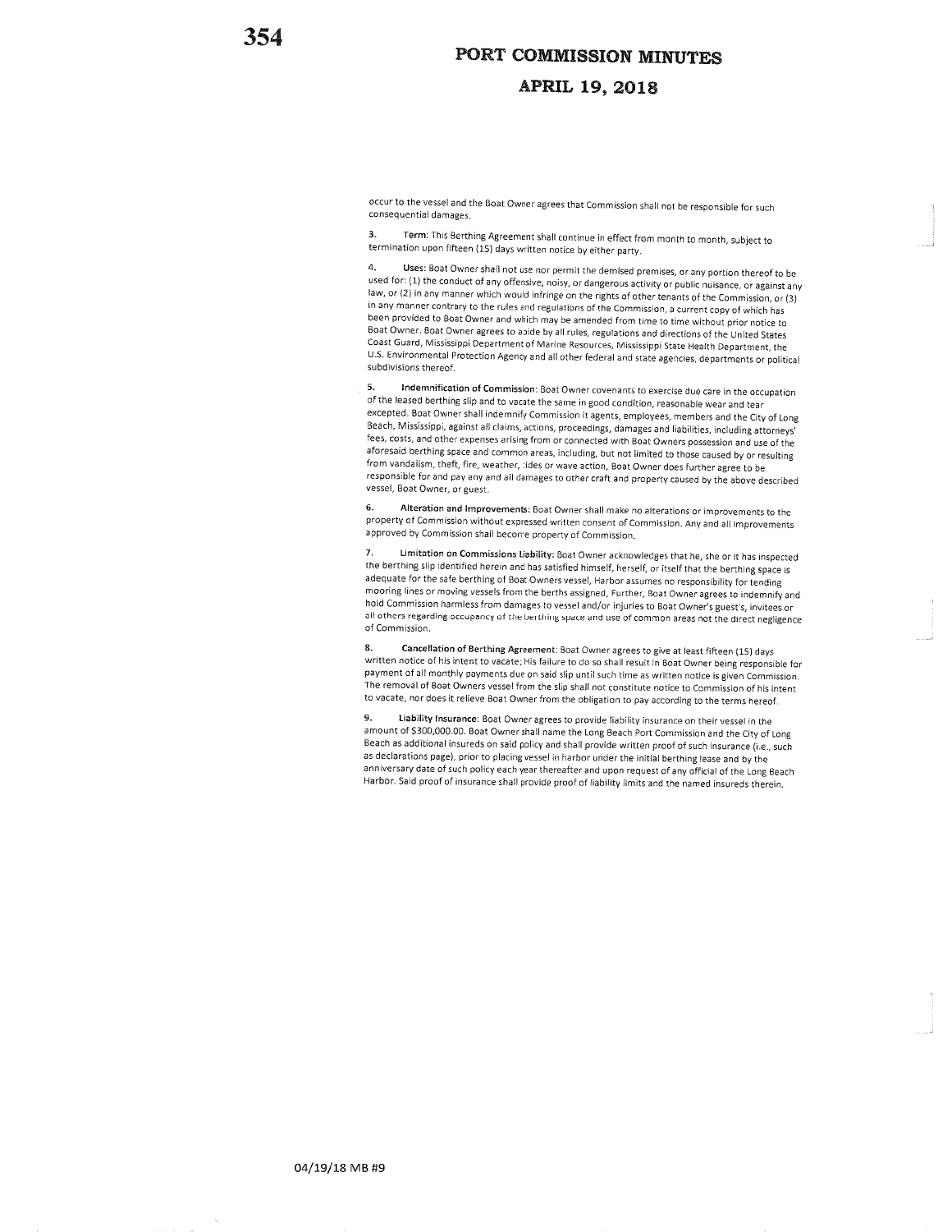occur to the vessel and the Boat Owner agrees that Commission shall not be responsible for such consequential damages.

3. **Term**: This Berthing Agreement shall continue in effect from month to month, subject to termination upon fifteen (15) days written notice by either party.

4. **Uses**: Boat Owner shall not use nor permit the demised premises, or any portion thereof to be used for: (1) the conduct of any offensive, noisy, or dangerous activity or public nuisance, or against any law, or (2) in any manner which would infringe on the rights of other tenants of the Commission, or (3) in any manner contrary to the rules and regulations of the Commission, a current copy of which has been provided to Boat Owner and which may be amended from time to time without prior notice to Boat Owner. Boat Owner agrees to abide by all rules, regulations and directions of the United States Coast Guard, Mississippi Department of Marine Resources, Mississippi State Health Department, the U.S. Environmental Protection Agency and all other federal and state agencies, departments or political subdivisions thereof.

5. **Indemnification of Commission**: Boat Owner covenants to exercise due care in the occupation of the leased berthing slip and to vacate the same in good condition, reasonable wear and tear excepted. Boat Owner shall indemnify Commission it agents, employees, members and the City of Long Beach, Mississippi, against all claims, actions, proceedings, damages and liabilities, including attorneys' fees, costs, and other expenses arising from or connected with Boat Owners possession and use of the aforesaid berthing space and common areas, including, but not limited to those caused by or resulting from vandalism, theft, fire, weather, tides or wave action, Boat Owner does further agree to be responsible for and pay any and all damages to other craft and property caused by the above described vessel, Boat Owner, or guest.

6. **Alteration and Improvements**: Boat Owner shall make no alterations or improvements to the property of Commission without expressed written consent of Commission. Any and all improvements approved by Commission shall become property of Commission.

7. **Limitation on Commissions Liability**: Boat Owner acknowledges that he, she or it has inspected the berthing slip identified herein and has satisfied himself, herself, or itself that the berthing space is adequate for the safe berthing of Boat Owners vessel, Harbor assumes no responsibility for tending mooring lines or moving vessels from the berths assigned, Further, Boat Owner agrees to indemnify and hold Commission harmless from damages to vessel and/or injuries to Boat Owner's guest's, invitees or all others regarding occupancy of the berthing space and use of common areas not the direct negligence of Commission.

8. **Cancellation of Berthing Agreement**: Boat Owner agrees to give at least fifteen (15) days written notice of his intent to vacate; His failure to do so shall result in Boat Owner being responsible for payment of all monthly payments due on said slip until such time as written notice is given Commission. The removal of Boat Owners vessel from the slip shall not constitute notice to Commission of his intent to vacate, nor does it relieve Boat Owner from the obligation to pay according to the terms hereof.

9. **Liability Insurance**: Boat Owner agrees to provide liability insurance on their vessel in the amount of $300,000.00. Boat Owner shall name the Long Beach Port Commission and the City of Long Beach as additional insureds on said policy and shall provide written proof of such insurance (i.e., such as declarations page), prior to placing vessel in harbor under the initial berthing lease and by the anniversary date of such policy each year thereafter and upon request of any official of the Long Beach Harbor. Said proof of insurance shall provide proof of liability limits and the named insureds therein.

04/19/18 MB #9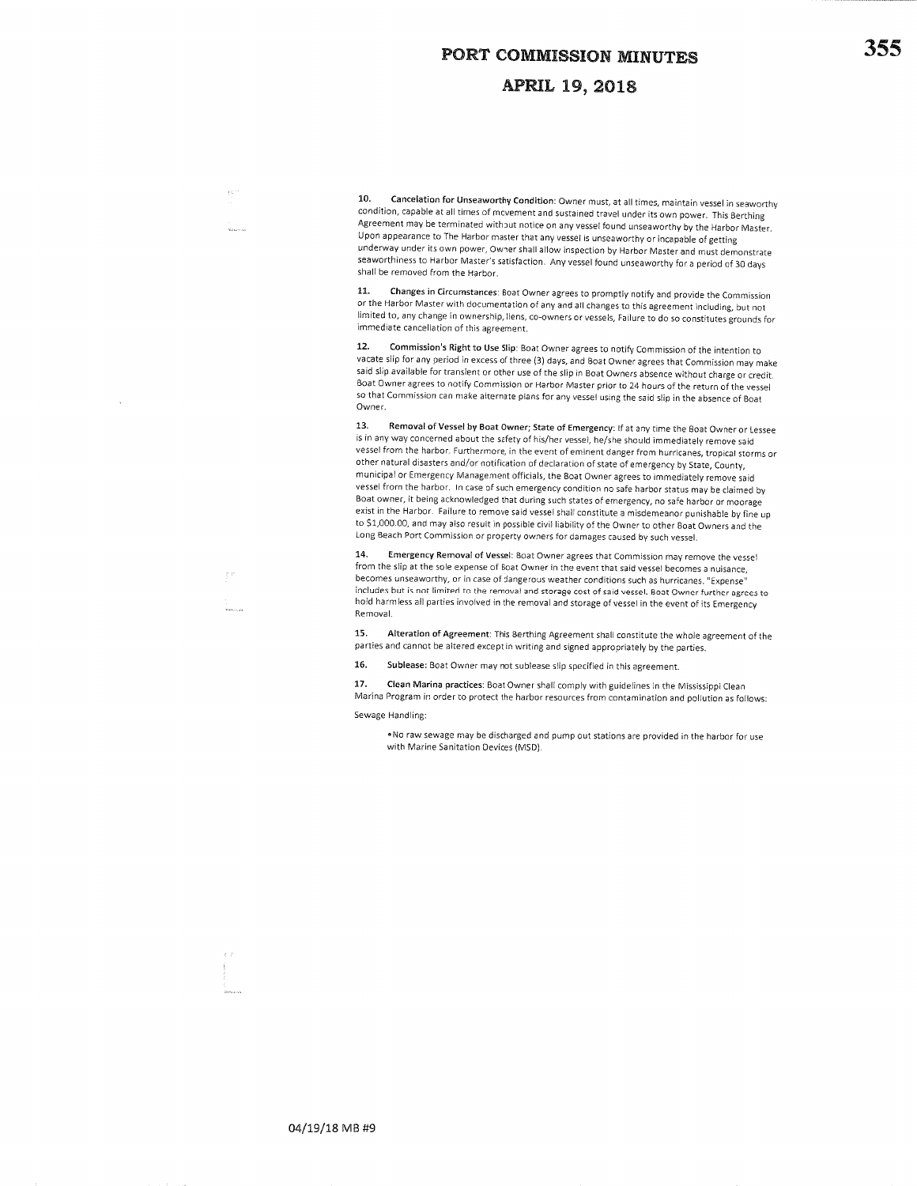10. **Cancelation for Unseaworthy Condition**: Owner must, at all times, maintain vessel in seaworthy condition, capable at all times of movement and sustained travel under its own power. This Berthing Agreement may be terminated without notice on any vessel found unseaworthy by the Harbor Master. Upon appearance to The Harbor master that any vessel is unseaworthy or incapable of getting underway under its own power, Owner shall allow inspection by Harbor Master and must demonstrate seaworthiness to Harbor Master's satisfaction. Any vessel found unseaworthy for a period of 30 days shall be removed from the Harbor.

11. **Changes in Circumstances**: Boat Owner agrees to promptly notify and provide the Commission or the Harbor Master with documentation of any and all changes to this agreement including, but not limited to, any change in ownership, liens, co-owners or vessels, Failure to do so constitutes grounds for immediate cancellation of this agreement.

12. **Commission's Right to Use Slip**: Boat Owner agrees to notify Commission of the intention to vacate slip for any period in excess of three (3) days, and Boat Owner agrees that Commission may make said slip available for transient or other use of the slip in Boat Owners absence without charge or credit. Boat Owner agrees to notify Commission or Harbor Master prior to 24 hours of the return of the vessel so that Commission can make alternate plans for any vessel using the said slip in the absence of Boat Owner.

13. **Removal of Vessel by Boat Owner; State of Emergency**: If at any time the Boat Owner or Lessee is in any way concerned about the safety of his/her vessel, he/she should immediately remove said vessel from the harbor. Furthermore, in the event of eminent danger from hurricanes, tropical storms or other natural disasters and/or notification of declaration of state of emergency by State, County, municipal or Emergency Management officials, the Boat Owner agrees to immediately remove said vessel from the harbor. In case of such emergency condition no safe harbor status may be claimed by Boat owner, it being acknowledged that during such states of emergency, no safe harbor or moorage exist in the Harbor. Failure to remove said vessel shall constitute a misdemeanor punishable by fine up to $1,000.00, and may also result in possible civil liability of the Owner to other Boat Owners and the Long Beach Port Commission or property owners for damages caused by such vessel.

14. **Emergency Removal of Vessel**: Boat Owner agrees that Commission may remove the vessel from the slip at the sole expense of Boat Owner in the event that said vessel becomes a nuisance, becomes unseaworthy, or in case of dangerous weather conditions such as hurricanes. "Expense" includes but is not limited to the removal and storage cost of said vessel. Boat Owner further agrees to hold harmless all parties involved in the removal and storage of vessel in the event of its Emergency Removal.

15. **Alteration of Agreement**: This Berthing Agreement shall constitute the whole agreement of the parties and cannot be altered except in writing and signed appropriately by the parties.

16. **Sublease**: Boat Owner may not sublease slip specified in this agreement.

17. **Clean Marina practices**: Boat Owner shall comply with guidelines in the Mississippi Clean Marina Program in order to protect the harbor resources from contamination and pollution as follows:

Sewage Handling:

- No raw sewage may be discharged and pump out stations are provided in the harbor for use with Marine Sanitation Devices (MSD).

04/19/18 MB #9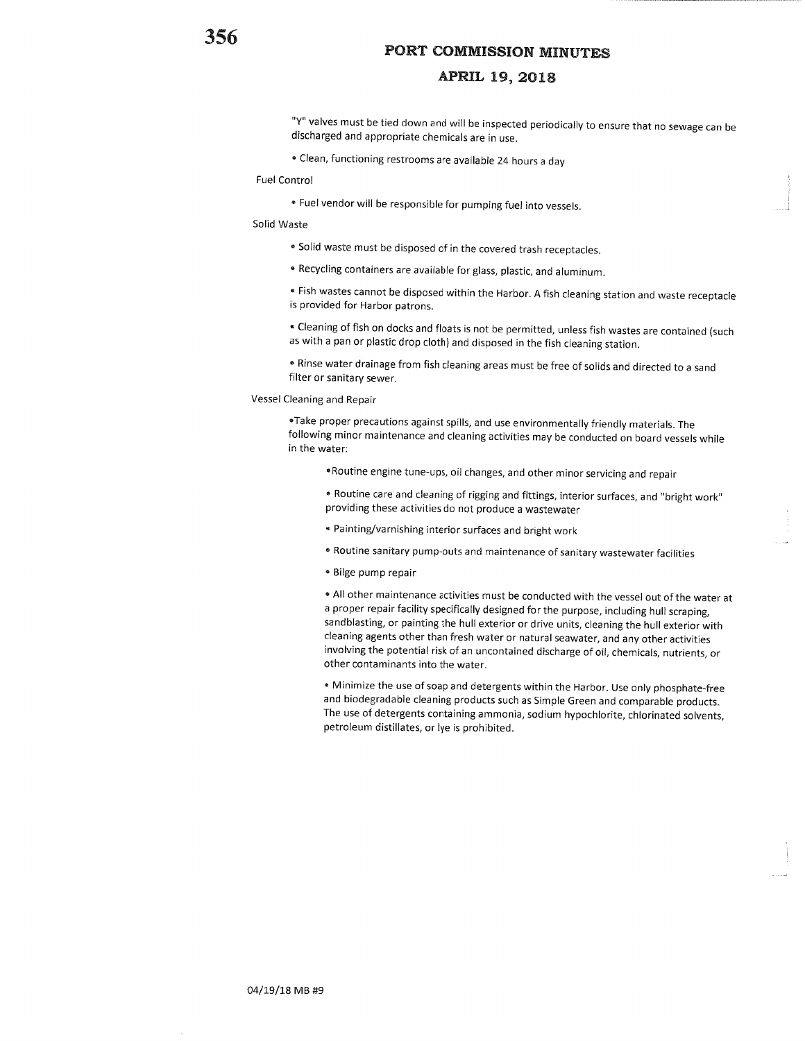"Y" valves must be tied down and will be inspected periodically to ensure that no sewage can be discharged and appropriate chemicals are in use.

- Clean, functioning restrooms are available 24 hours a day

Fuel Control

- Fuel vendor will be responsible for pumping fuel into vessels.

Solid Waste

- Solid waste must be disposed of in the covered trash receptacles.
- Recycling containers are available for glass, plastic, and aluminum.
- Fish wastes cannot be disposed within the Harbor. A fish cleaning station and waste receptacle is provided for Harbor patrons.
- Cleaning of fish on docks and floats is not be permitted, unless fish wastes are contained (such as with a pan or plastic drop cloth) and disposed in the fish cleaning station.
- Rinse water drainage from fish cleaning areas must be free of solids and directed to a sand filter or sanitary sewer.

Vessel Cleaning and Repair

- Take proper precautions against spills, and use environmentally friendly materials. The following minor maintenance and cleaning activities may be conducted on board vessels while in the water:
  - Routine engine tune-ups, oil changes, and other minor servicing and repair
  - Routine care and cleaning of rigging and fittings, interior surfaces, and "bright work" providing these activities do not produce a wastewater
  - Painting/varnishing interior surfaces and bright work
  - Routine sanitary pump-outs and maintenance of sanitary wastewater facilities
  - Bilge pump repair
  - All other maintenance activities must be conducted with the vessel out of the water at a proper repair facility specifically designed for the purpose, including hull scraping, sandblasting, or painting the hull exterior or drive units, cleaning the hull exterior with cleaning agents other than fresh water or natural seawater, and any other activities involving the potential risk of an uncontained discharge of oil, chemicals, nutrients, or other contaminants into the water.
  - Minimize the use of soap and detergents within the Harbor. Use only phosphate-free and biodegradable cleaning products such as Simple Green and comparable products. The use of detergents containing ammonia, sodium hypochlorite, chlorinated solvents, petroleum distillates, or lye is prohibited.

04/19/18 MB #9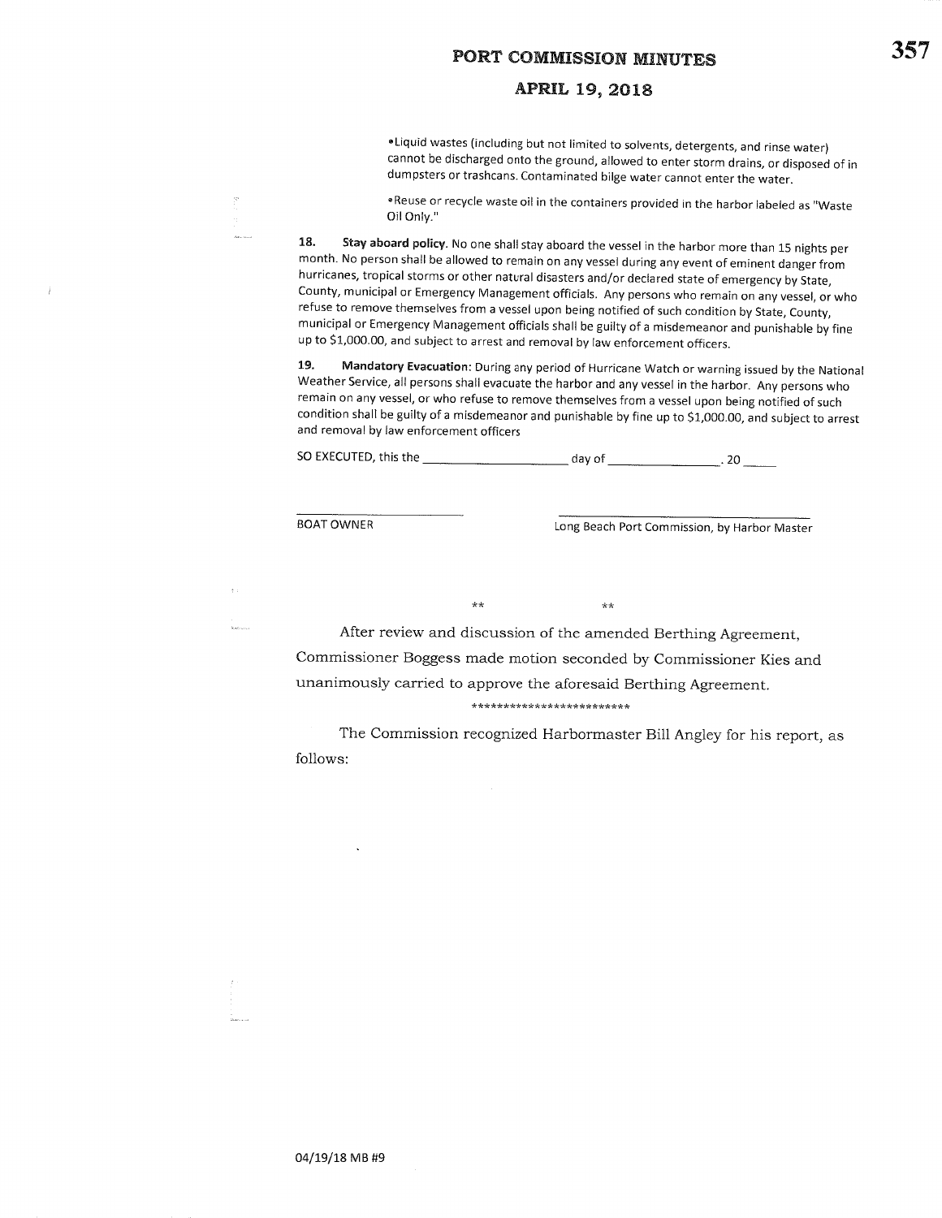•Liquid wastes (including but not limited to solvents, detergents, and rinse water) cannot be discharged onto the ground, allowed to enter storm drains, or disposed of in dumpsters or trashcans. Contaminated bilge water cannot enter the water.

•Reuse or recycle waste oil in the containers provided in the harbor labeled as "Waste Oil Only."

**18. Stay aboard policy.** No one shall stay aboard the vessel in the harbor more than 15 nights per month. No person shall be allowed to remain on any vessel during any event of eminent danger from hurricanes, tropical storms or other natural disasters and/or declared state of emergency by State, County, municipal or Emergency Management officials. Any persons who remain on any vessel, or who refuse to remove themselves from a vessel upon being notified of such condition by State, County, municipal or Emergency Management officials shall be guilty of a misdemeanor and punishable by fine up to $1,000.00, and subject to arrest and removal by law enforcement officers.

**19. Mandatory Evacuation:** During any period of Hurricane Watch or warning issued by the National Weather Service, all persons shall evacuate the harbor and any vessel in the harbor. Any persons who remain on any vessel, or who refuse to remove themselves from a vessel upon being notified of such condition shall be guilty of a misdemeanor and punishable by fine up to $1,000.00, and subject to arrest and removal by law enforcement officers

SO EXECUTED, this the ____________________ day of ________________. 20 _____

_________________________ &nbsp;&nbsp;&nbsp;&nbsp;&nbsp;&nbsp;&nbsp;&nbsp;&nbsp;&nbsp; _________________________________

BOAT OWNER &nbsp;&nbsp;&nbsp;&nbsp;&nbsp;&nbsp;&nbsp;&nbsp;&nbsp;&nbsp; Long Beach Port Commission, by Harbor Master

** &nbsp;&nbsp;&nbsp;&nbsp;&nbsp;&nbsp;&nbsp;&nbsp;&nbsp;&nbsp; **

After review and discussion of the amended Berthing Agreement, Commissioner Boggess made motion seconded by Commissioner Kies and unanimously carried to approve the aforesaid Berthing Agreement.

*************************

The Commission recognized Harbormaster Bill Angley for his report, as follows:

04/19/18 MB #9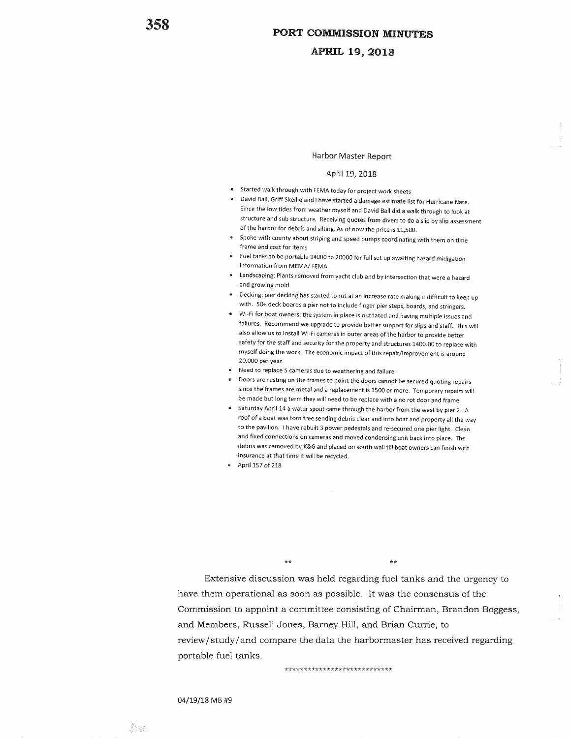# PORT COMMISSION MINUTES

## APRIL 19, 2018

### Harbor Master Report

April 19, 2018

- Started walk through with FEMA today for project work sheets
- David Ball, Griff Skellie and I have started a damage estimate list for Hurricane Nate. Since the low tides from weather myself and David Ball did a walk through to look at structure and sub structure. Receiving quotes from divers to do a slip by slip assessment of the harbor for debris and silting. As of now the price is 11,500.
- Spoke with county about striping and speed bumps coordinating with them on time frame and cost for items
- Fuel tanks to be portable 14000 to 20000 for full set up awaiting hazard midigation information from MEMA/ FEMA
- Landscaping: Plants removed from yacht club and by intersection that were a hazard and growing mold
- Decking: pier decking has started to rot at an increase rate making it difficult to keep up with. 50+ deck boards a pier not to include finger pier steps, boards, and stringers.
- Wi-Fi for boat owners: the system in place is outdated and having multiple issues and failures. Recommend we upgrade to provide better support for slips and staff. This will also allow us to install Wi-Fi cameras in outer areas of the harbor to provide better safety for the staff and security for the property and structures 1400.00 to replace with myself doing the work. The economic impact of this repair/improvement is around 20,000 per year.
- Need to replace 5 cameras due to weathering and failure
- Doors are rusting on the frames to point the doors cannot be secured quoting repairs since the frames are metal and a replacement is 1500 or more. Temporary repairs will be made but long term they will need to be replace with a no rot door and frame
- Saturday April 14 a water spout came through the harbor from the west by pier 2. A roof of a boat was torn free sending debris clear and into boat and property all the way to the pavilion. I have rebuilt 3 power pedestals and re-secured one pier light. Clean and fixed connections on cameras and moved condensing unit back into place. The debris was removed by K&G and placed on south wall till boat owners can finish with insurance at that time it will be recycled.
- April 157 of 218

** **

Extensive discussion was held regarding fuel tanks and the urgency to have them operational as soon as possible. It was the consensus of the Commission to appoint a committee consisting of Chairman, Brandon Boggess, and Members, Russell Jones, Barney Hill, and Brian Currie, to review/study/and compare the data the harbormaster has received regarding portable fuel tanks.

***************************

04/19/18 MB #9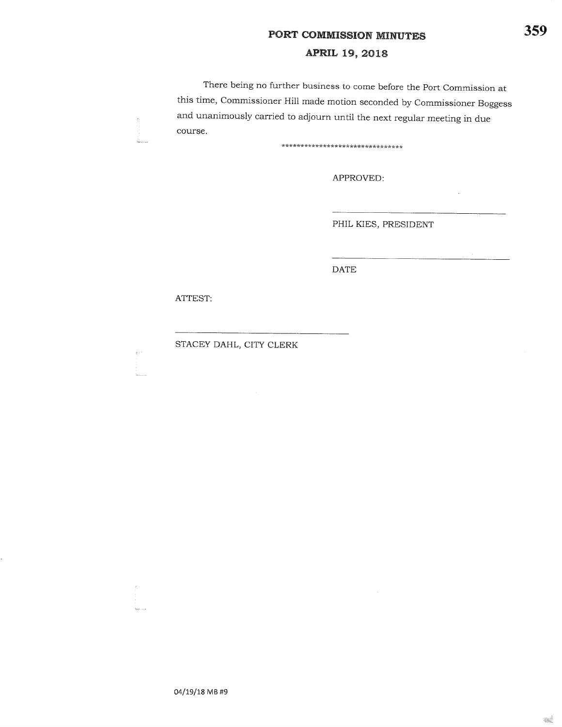# PORT COMMISSION MINUTES

## APRIL 19, 2018

There being no further business to come before the Port Commission at this time, Commissioner Hill made motion seconded by Commissioner Boggess and unanimously carried to adjourn until the next regular meeting in due course.

********************************

APPROVED:

\_\_\_\_\_\_\_\_\_\_\_\_\_\_\_\_\_\_\_\_\_\_\_\_\_\_\_\_\_\_\_\_

PHIL KIES, PRESIDENT

\_\_\_\_\_\_\_\_\_\_\_\_\_\_\_\_\_\_\_\_\_\_\_\_\_\_\_\_\_\_\_\_

DATE

ATTEST:

\_\_\_\_\_\_\_\_\_\_\_\_\_\_\_\_\_\_\_\_\_\_\_\_\_\_\_\_\_\_\_\_

STACEY DAHL, CITY CLERK

04/19/18 MB #9